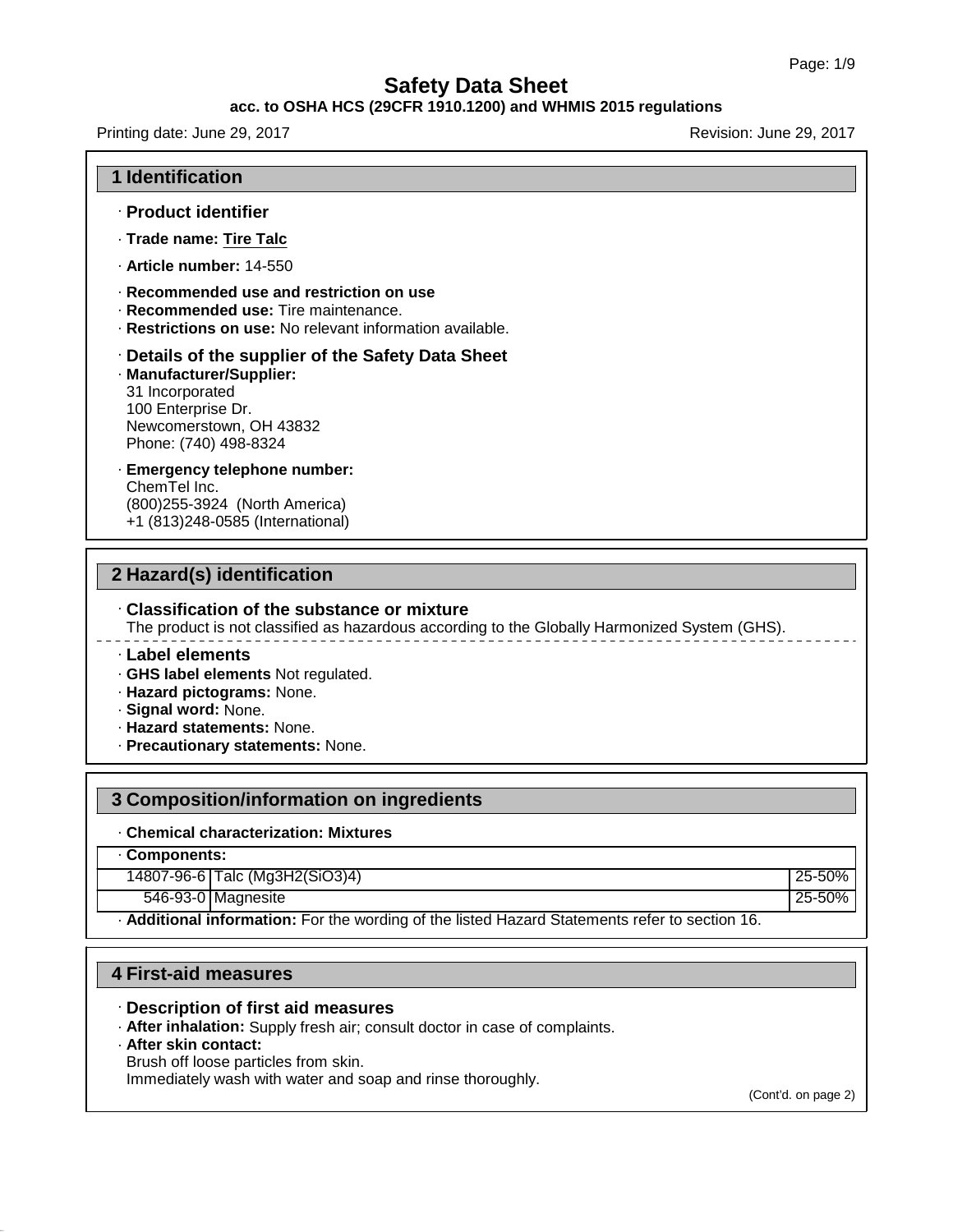# Safety Data Sheet

**acc. to OSHA HCS (29CFR 1910.1200) and WHMIS 2015 regulations**

Printing date: June 29, 2017 | Revision: June 29, 2017

## 1 Identification

· **Product identifier**

· **Trade name: Tire Talc**

· **Article number:** 14-550

· **Recommended use and restriction on use**
· **Recommended use:** Tire maintenance.
· **Restrictions on use:** No relevant information available.

· **Details of the supplier of the Safety Data Sheet**
· **Manufacturer/Supplier:**
31 Incorporated
100 Enterprise Dr.
Newcomerstown, OH 43832
Phone: (740) 498-8324

· **Emergency telephone number:**
ChemTel Inc.
(800)255-3924 (North America)
+1 (813)248-0585 (International)

## 2 Hazard(s) identification

· **Classification of the substance or mixture**
The product is not classified as hazardous according to the Globally Harmonized System (GHS).

· **Label elements**
· **GHS label elements** Not regulated.
· **Hazard pictograms:** None.
· **Signal word:** None.
· **Hazard statements:** None.
· **Precautionary statements:** None.

## 3 Composition/information on ingredients

· **Chemical characterization: Mixtures**

· **Components:**

| | | |
|---|---|---|
| 14807-96-6 | Talc ($Mg_3H_2(SiO_3)_4$) | 25-50% |
| 546-93-0 | Magnesite | 25-50% |

· **Additional information:** For the wording of the listed Hazard Statements refer to section 16.

## 4 First-aid measures

· **Description of first aid measures**
· **After inhalation:** Supply fresh air; consult doctor in case of complaints.
· **After skin contact:**
Brush off loose particles from skin.
Immediately wash with water and soap and rinse thoroughly.

(Cont'd. on page 2)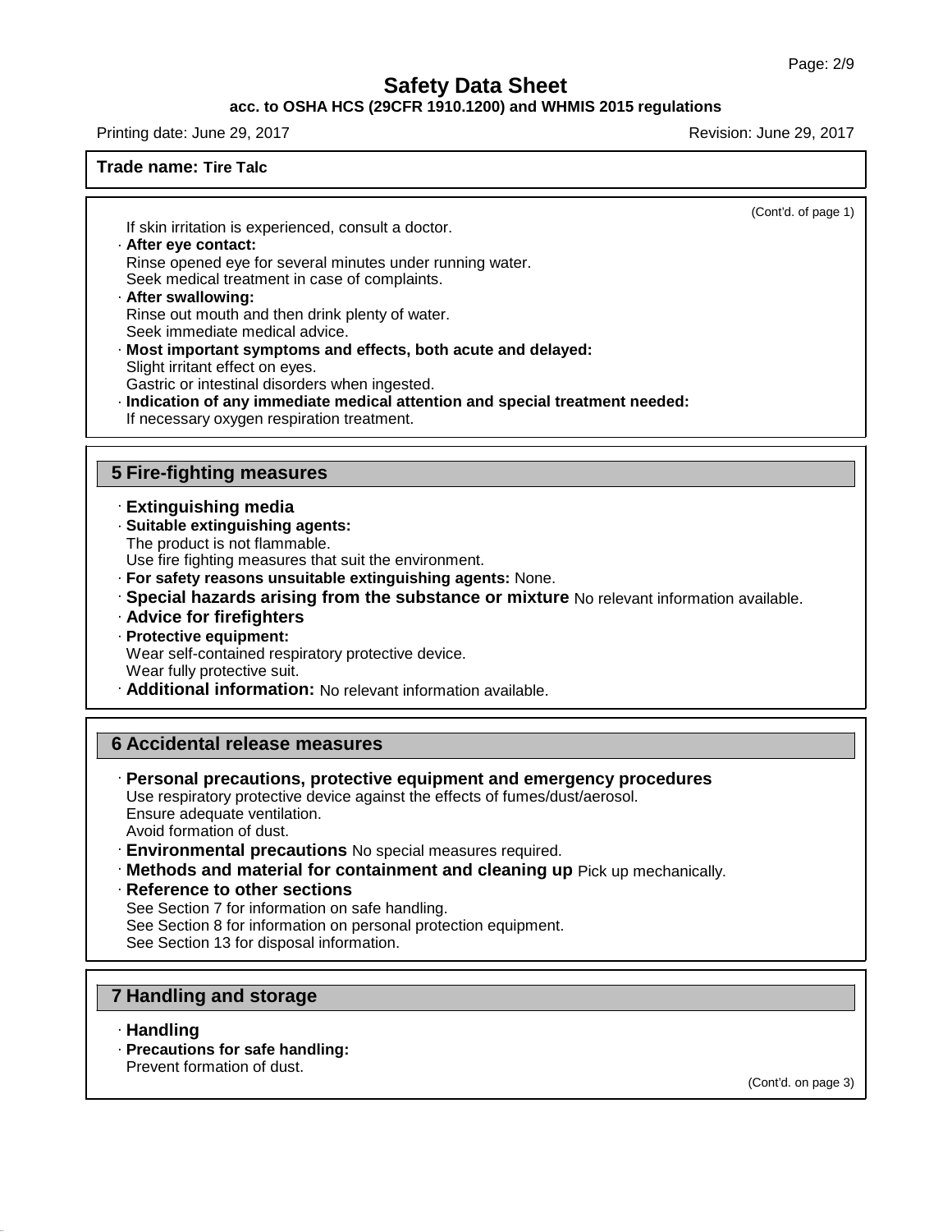(Cont'd. of page 1)

If skin irritation is experienced, consult a doctor.

· **After eye contact:**
Rinse opened eye for several minutes under running water.
Seek medical treatment in case of complaints.

· **After swallowing:**
Rinse out mouth and then drink plenty of water.
Seek immediate medical advice.

· **Most important symptoms and effects, both acute and delayed:**
Slight irritant effect on eyes.
Gastric or intestinal disorders when ingested.

· **Indication of any immediate medical attention and special treatment needed:**
If necessary oxygen respiration treatment.

## 5 Fire-fighting measures

· **Extinguishing media**

· **Suitable extinguishing agents:**
The product is not flammable.
Use fire fighting measures that suit the environment.

· **For safety reasons unsuitable extinguishing agents:** None.

· **Special hazards arising from the substance or mixture** No relevant information available.

· **Advice for firefighters**

· **Protective equipment:**
Wear self-contained respiratory protective device.
Wear fully protective suit.

· **Additional information:** No relevant information available.

## 6 Accidental release measures

· **Personal precautions, protective equipment and emergency procedures**
Use respiratory protective device against the effects of fumes/dust/aerosol.
Ensure adequate ventilation.
Avoid formation of dust.

· **Environmental precautions** No special measures required.

· **Methods and material for containment and cleaning up** Pick up mechanically.

· **Reference to other sections**
See Section 7 for information on safe handling.
See Section 8 for information on personal protection equipment.
See Section 13 for disposal information.

## 7 Handling and storage

· **Handling**

· **Precautions for safe handling:**
Prevent formation of dust.

(Cont'd. on page 3)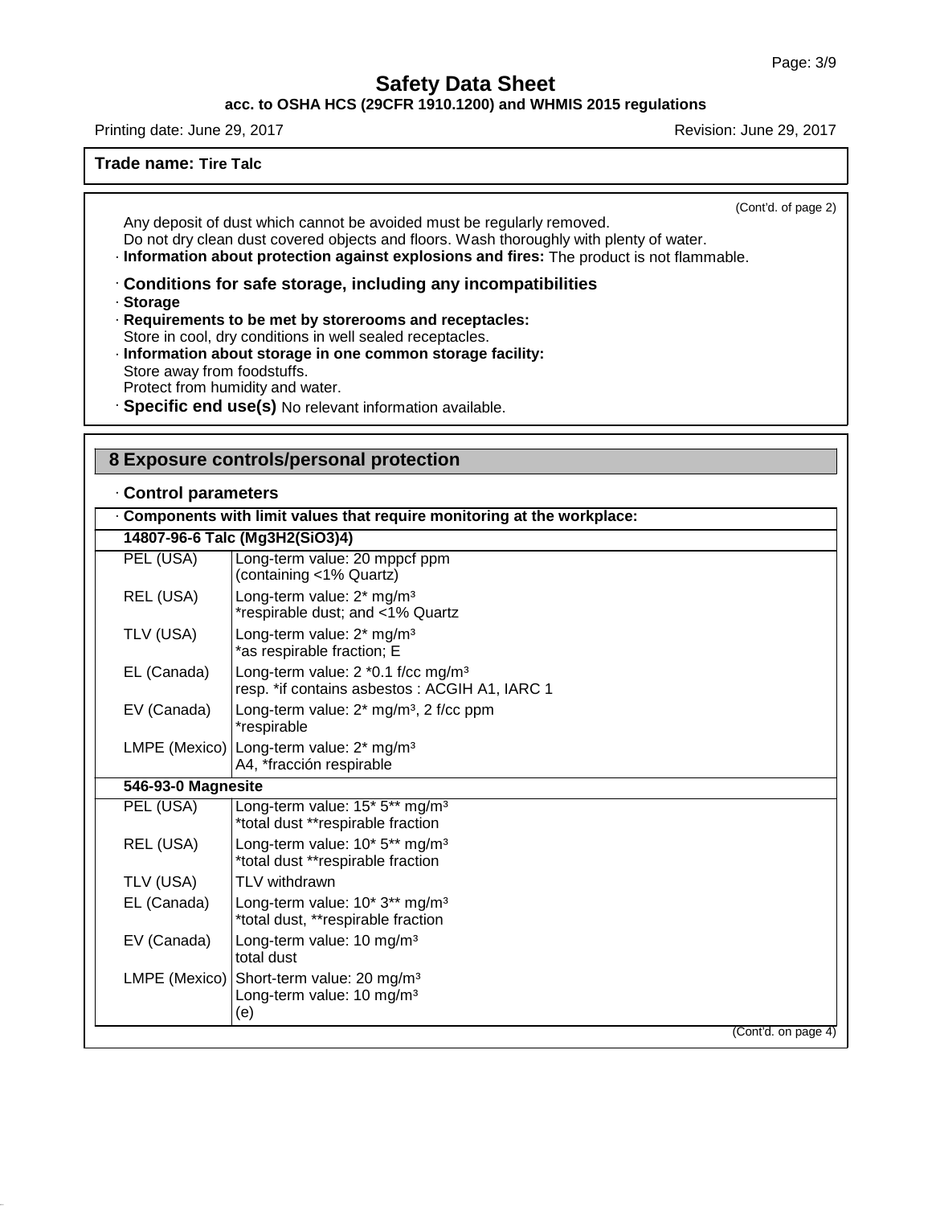Safety Data Sheet
acc. to OSHA HCS (29CFR 1910.1200) and WHMIS 2015 regulations

Printing date: June 29, 2017 Revision: June 29, 2017

**Trade name: Tire Talc**

(Cont'd. of page 2)

Any deposit of dust which cannot be avoided must be regularly removed.
Do not dry clean dust covered objects and floors. Wash thoroughly with plenty of water.
· **Information about protection against explosions and fires:** The product is not flammable.

· **Conditions for safe storage, including any incompatibilities**
· **Storage**
· **Requirements to be met by storerooms and receptacles:**
Store in cool, dry conditions in well sealed receptacles.
· **Information about storage in one common storage facility:**
Store away from foodstuffs.
Protect from humidity and water.
· **Specific end use(s)** No relevant information available.

## 8 Exposure controls/personal protection

· **Control parameters**

| · Components with limit values that require monitoring at the workplace: | |
|---|---|
| **14807-96-6 Talc ($Mg3H2(SiO3)4$)** | |
| PEL (USA) | Long-term value: 20 mppcf ppm<br>(containing <1% Quartz) |
| REL (USA) | Long-term value: 2* mg/m³<br>*respirable dust; and <1% Quartz |
| TLV (USA) | Long-term value: 2* mg/m³<br>*as respirable fraction; E |
| EL (Canada) | Long-term value: 2 *0.1 f/cc mg/m³<br>resp. *if contains asbestos : ACGIH A1, IARC 1 |
| EV (Canada) | Long-term value: 2* mg/m³, 2 f/cc ppm<br>*respirable |
| LMPE (Mexico) | Long-term value: 2* mg/m³<br>A4, *fracción respirable |
| **546-93-0 Magnesite** | |
| PEL (USA) | Long-term value: 15* 5** mg/m³<br>*total dust **respirable fraction |
| REL (USA) | Long-term value: 10* 5** mg/m³<br>*total dust **respirable fraction |
| TLV (USA) | TLV withdrawn |
| EL (Canada) | Long-term value: 10* 3** mg/m³<br>*total dust, **respirable fraction |
| EV (Canada) | Long-term value: 10 mg/m³<br>total dust |
| LMPE (Mexico) | Short-term value: 20 mg/m³<br>Long-term value: 10 mg/m³<br>(e) |

(Cont'd. on page 4)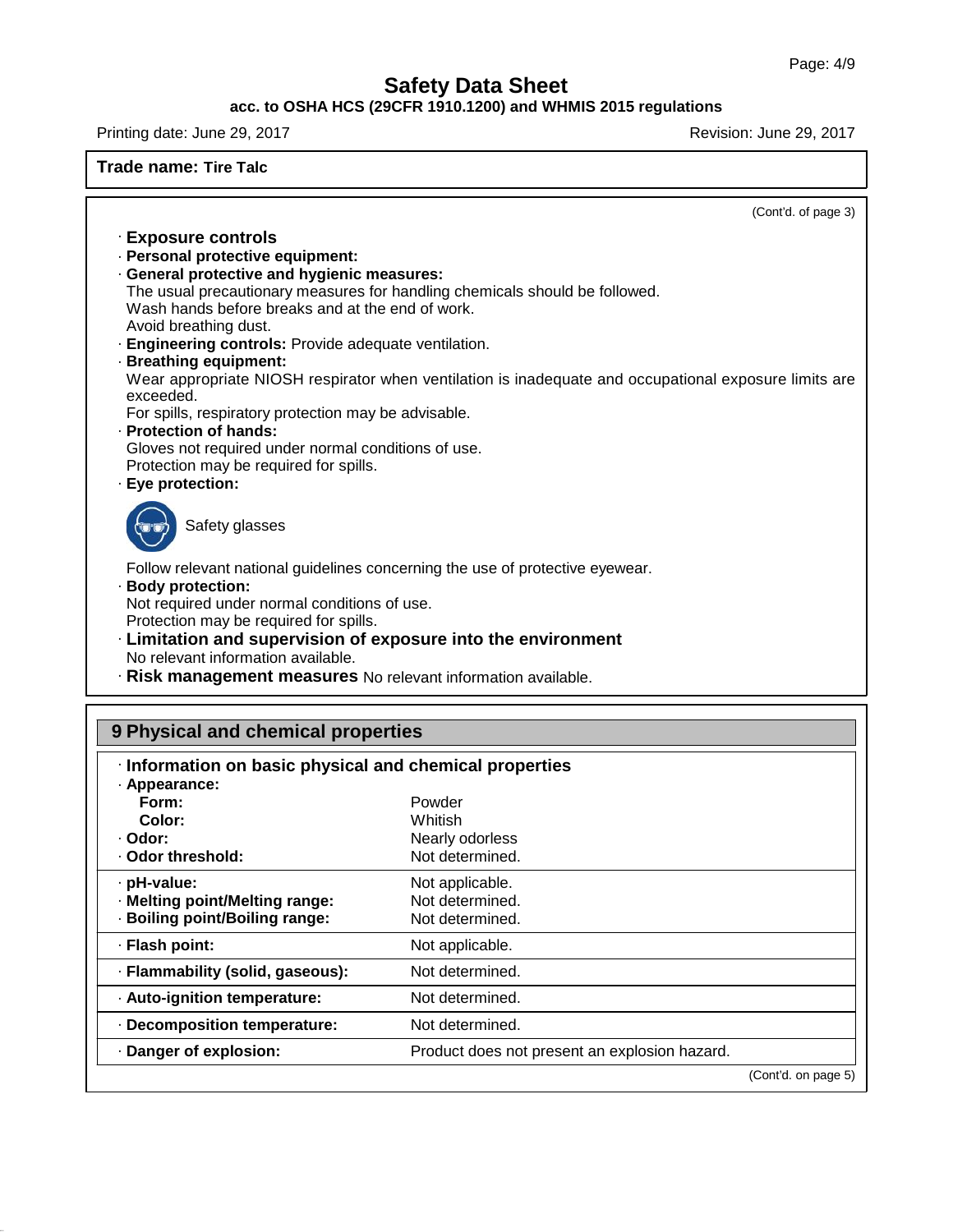**Trade name: Tire Talc**

(Cont'd. of page 3)

· **Exposure controls**

· **Personal protective equipment:**

· **General protective and hygienic measures:**
The usual precautionary measures for handling chemicals should be followed.
Wash hands before breaks and at the end of work.
Avoid breathing dust.

· **Engineering controls:** Provide adequate ventilation.

· **Breathing equipment:**
Wear appropriate NIOSH respirator when ventilation is inadequate and occupational exposure limits are exceeded.
For spills, respiratory protection may be advisable.

· **Protection of hands:**
Gloves not required under normal conditions of use.
Protection may be required for spills.

· **Eye protection:**

Safety glasses

Follow relevant national guidelines concerning the use of protective eyewear.

· **Body protection:**
Not required under normal conditions of use.
Protection may be required for spills.

· **Limitation and supervision of exposure into the environment**
No relevant information available.

· **Risk management measures** No relevant information available.

## 9 Physical and chemical properties

· **Information on basic physical and chemical properties**

| | |
|---|---|
| · **Appearance:** | |
| **Form:** | Powder |
| **Color:** | Whitish |
| · **Odor:** | Nearly odorless |
| · **Odor threshold:** | Not determined. |
| · **pH-value:** | Not applicable. |
| · **Melting point/Melting range:** | Not determined. |
| · **Boiling point/Boiling range:** | Not determined. |
| · **Flash point:** | Not applicable. |
| · **Flammability (solid, gaseous):** | Not determined. |
| · **Auto-ignition temperature:** | Not determined. |
| · **Decomposition temperature:** | Not determined. |
| · **Danger of explosion:** | Product does not present an explosion hazard. |

(Cont'd. on page 5)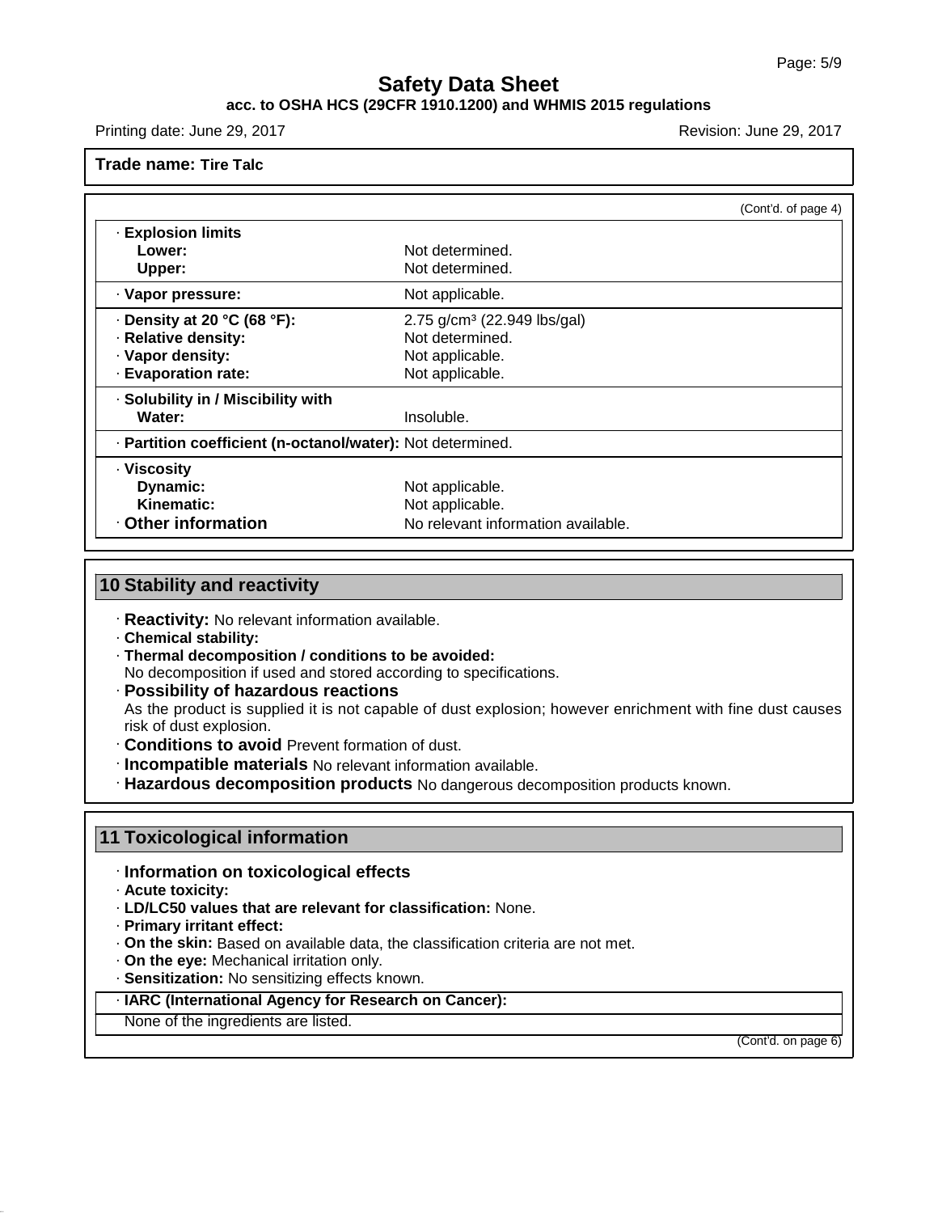**Trade name: Tire Talc**

(Cont'd. of page 4)

| | |
|---|---|
| · **Explosion limits** | |
| **Lower:** | Not determined. |
| **Upper:** | Not determined. |
| · **Vapor pressure:** | Not applicable. |
| · **Density at 20 °C (68 °F):** | 2.75 g/cm³ (22.949 lbs/gal) |
| · **Relative density:** | Not determined. |
| · **Vapor density:** | Not applicable. |
| · **Evaporation rate:** | Not applicable. |
| · **Solubility in / Miscibility with** | |
| **Water:** | Insoluble. |
| · **Partition coefficient (n-octanol/water):** | Not determined. |
| · **Viscosity** | |
| **Dynamic:** | Not applicable. |
| **Kinematic:** | Not applicable. |
| · **Other information** | No relevant information available. |

## 10 Stability and reactivity

· **Reactivity:** No relevant information available.
· **Chemical stability:**
· **Thermal decomposition / conditions to be avoided:**
No decomposition if used and stored according to specifications.
· **Possibility of hazardous reactions**
As the product is supplied it is not capable of dust explosion; however enrichment with fine dust causes risk of dust explosion.
· **Conditions to avoid** Prevent formation of dust.
· **Incompatible materials** No relevant information available.
· **Hazardous decomposition products** No dangerous decomposition products known.

## 11 Toxicological information

· **Information on toxicological effects**
· **Acute toxicity:**
· **LD/LC50 values that are relevant for classification:** None.
· **Primary irritant effect:**
· **On the skin:** Based on available data, the classification criteria are not met.
· **On the eye:** Mechanical irritation only.
· **Sensitization:** No sensitizing effects known.

· **IARC (International Agency for Research on Cancer):**

None of the ingredients are listed.

(Cont'd. on page 6)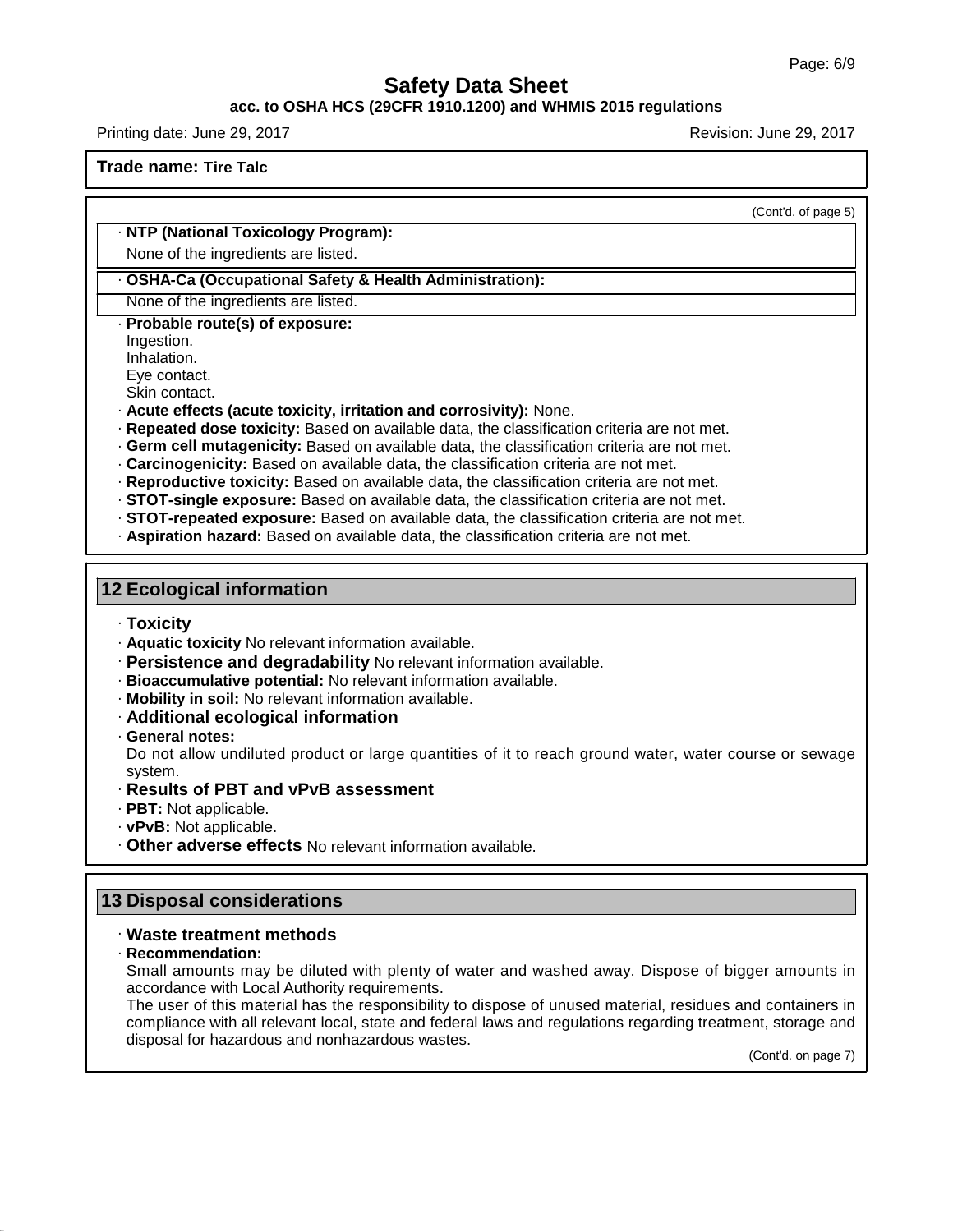**Trade name: Tire Talc**

(Cont'd. of page 5)

· **NTP (National Toxicology Program):**

None of the ingredients are listed.

· **OSHA-Ca (Occupational Safety & Health Administration):**

None of the ingredients are listed.

· **Probable route(s) of exposure:**
Ingestion.
Inhalation.
Eye contact.
Skin contact.

· **Acute effects (acute toxicity, irritation and corrosivity):** None.
· **Repeated dose toxicity:** Based on available data, the classification criteria are not met.
· **Germ cell mutagenicity:** Based on available data, the classification criteria are not met.
· **Carcinogenicity:** Based on available data, the classification criteria are not met.
· **Reproductive toxicity:** Based on available data, the classification criteria are not met.
· **STOT-single exposure:** Based on available data, the classification criteria are not met.
· **STOT-repeated exposure:** Based on available data, the classification criteria are not met.
· **Aspiration hazard:** Based on available data, the classification criteria are not met.

## 12 Ecological information

· **Toxicity**
· **Aquatic toxicity** No relevant information available.
· **Persistence and degradability** No relevant information available.
· **Bioaccumulative potential:** No relevant information available.
· **Mobility in soil:** No relevant information available.
· **Additional ecological information**
· **General notes:**
Do not allow undiluted product or large quantities of it to reach ground water, water course or sewage system.
· **Results of PBT and vPvB assessment**
· **PBT:** Not applicable.
· **vPvB:** Not applicable.
· **Other adverse effects** No relevant information available.

## 13 Disposal considerations

· **Waste treatment methods**
· **Recommendation:**
Small amounts may be diluted with plenty of water and washed away. Dispose of bigger amounts in accordance with Local Authority requirements.
The user of this material has the responsibility to dispose of unused material, residues and containers in compliance with all relevant local, state and federal laws and regulations regarding treatment, storage and disposal for hazardous and nonhazardous wastes.

(Cont'd. on page 7)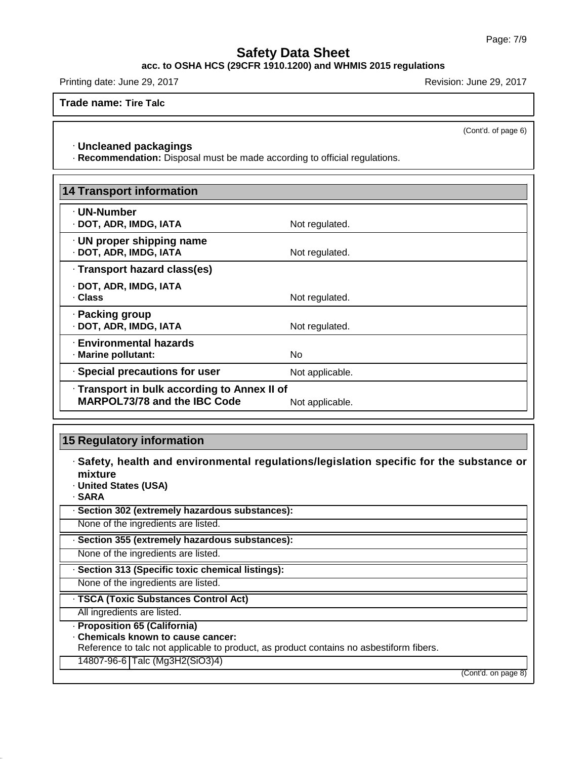**Trade name: Tire Talc**

(Cont'd. of page 6)

· **Uncleaned packagings**
· **Recommendation:** Disposal must be made according to official regulations.

## 14 Transport information

| | |
|---|---|
| · **UN-Number** | |
| · **DOT, ADR, IMDG, IATA** | Not regulated. |
| · **UN proper shipping name** | |
| · **DOT, ADR, IMDG, IATA** | Not regulated. |
| · **Transport hazard class(es)** | |
| · **DOT, ADR, IMDG, IATA** | |
| · **Class** | Not regulated. |
| · **Packing group** | |
| · **DOT, ADR, IMDG, IATA** | Not regulated. |
| · **Environmental hazards** | |
| · **Marine pollutant:** | No |
| · **Special precautions for user** | Not applicable. |
| · **Transport in bulk according to Annex II of MARPOL73/78 and the IBC Code** | Not applicable. |

## 15 Regulatory information

· **Safety, health and environmental regulations/legislation specific for the substance or mixture**
· **United States (USA)**
· **SARA**

· **Section 302 (extremely hazardous substances):**
None of the ingredients are listed.

· **Section 355 (extremely hazardous substances):**
None of the ingredients are listed.

· **Section 313 (Specific toxic chemical listings):**
None of the ingredients are listed.

· **TSCA (Toxic Substances Control Act)**
All ingredients are listed.

· **Proposition 65 (California)**
· **Chemicals known to cause cancer:**
Reference to talc not applicable to product, as product contains no asbestiform fibers.

| | |
|---|---|
| 14807-96-6 | Talc ($Mg_3H_2(SiO_3)_4$) |

(Cont'd. on page 8)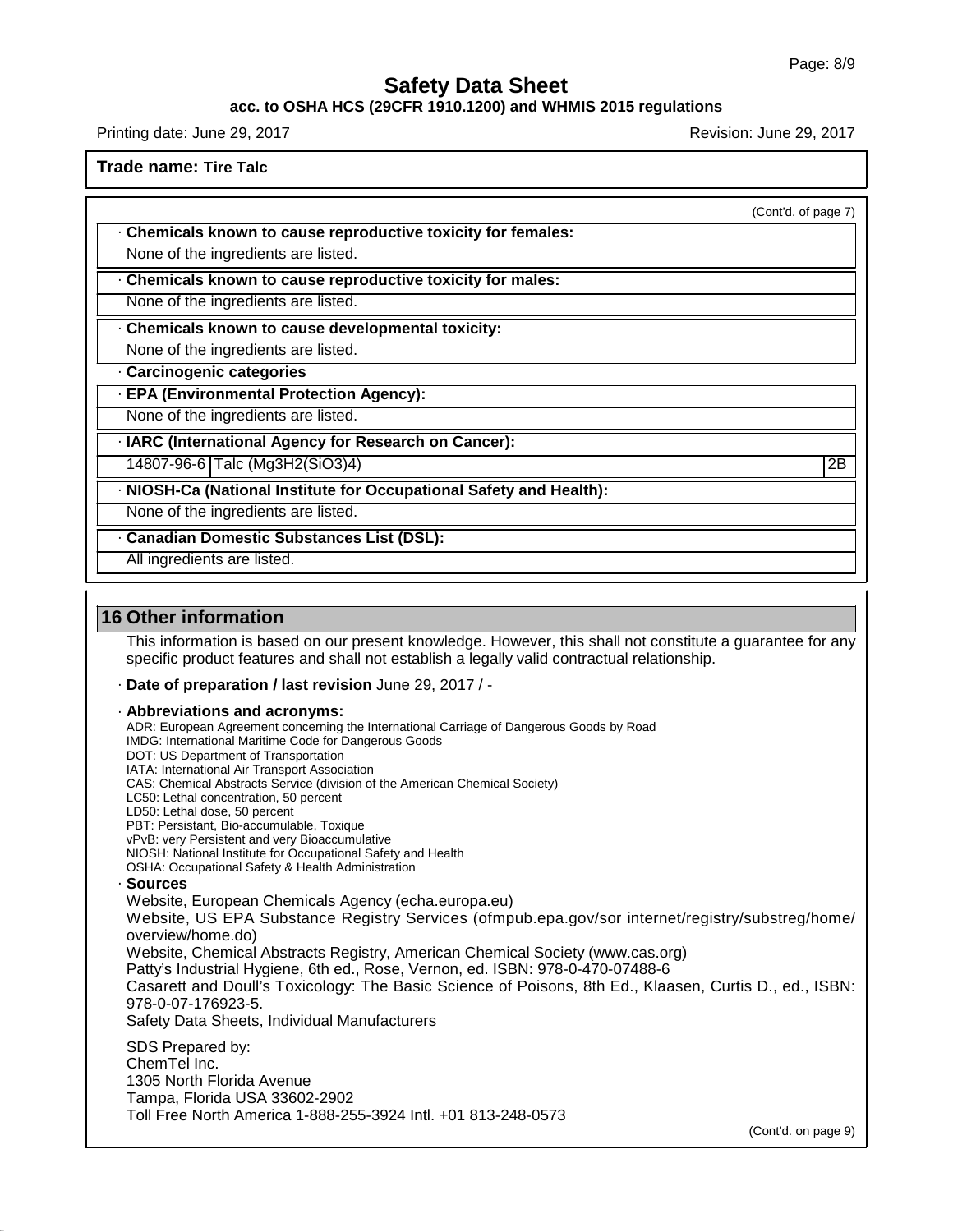**Trade name: Tire Talc**

(Cont'd. of page 7)

· **Chemicals known to cause reproductive toxicity for females:**

None of the ingredients are listed.

· **Chemicals known to cause reproductive toxicity for males:**

None of the ingredients are listed.

· **Chemicals known to cause developmental toxicity:**

None of the ingredients are listed.

· **Carcinogenic categories**

· **EPA (Environmental Protection Agency):**

None of the ingredients are listed.

· **IARC (International Agency for Research on Cancer):**

| 14807-96-6 | Talc ($Mg_3H_2(SiO_3)_4$) | 2B |
|---|---|---|

· **NIOSH-Ca (National Institute for Occupational Safety and Health):**

None of the ingredients are listed.

· **Canadian Domestic Substances List (DSL):**

All ingredients are listed.

## 16 Other information

This information is based on our present knowledge. However, this shall not constitute a guarantee for any specific product features and shall not establish a legally valid contractual relationship.

· **Date of preparation / last revision** June 29, 2017 / -

· **Abbreviations and acronyms:**

ADR: European Agreement concerning the International Carriage of Dangerous Goods by Road
IMDG: International Maritime Code for Dangerous Goods
DOT: US Department of Transportation
IATA: International Air Transport Association
CAS: Chemical Abstracts Service (division of the American Chemical Society)
LC50: Lethal concentration, 50 percent
LD50: Lethal dose, 50 percent
PBT: Persistant, Bio-accumulable, Toxique
vPvB: very Persistent and very Bioaccumulative
NIOSH: National Institute for Occupational Safety and Health
OSHA: Occupational Safety & Health Administration

· **Sources**

Website, European Chemicals Agency (echa.europa.eu)
Website, US EPA Substance Registry Services (ofmpub.epa.gov/sor internet/registry/substreg/home/overview/home.do)
Website, Chemical Abstracts Registry, American Chemical Society (www.cas.org)
Patty's Industrial Hygiene, 6th ed., Rose, Vernon, ed. ISBN: 978-0-470-07488-6
Casarett and Doull's Toxicology: The Basic Science of Poisons, 8th Ed., Klaasen, Curtis D., ed., ISBN: 978-0-07-176923-5.
Safety Data Sheets, Individual Manufacturers

SDS Prepared by:
ChemTel Inc.
1305 North Florida Avenue
Tampa, Florida USA 33602-2902
Toll Free North America 1-888-255-3924 Intl. +01 813-248-0573

(Cont'd. on page 9)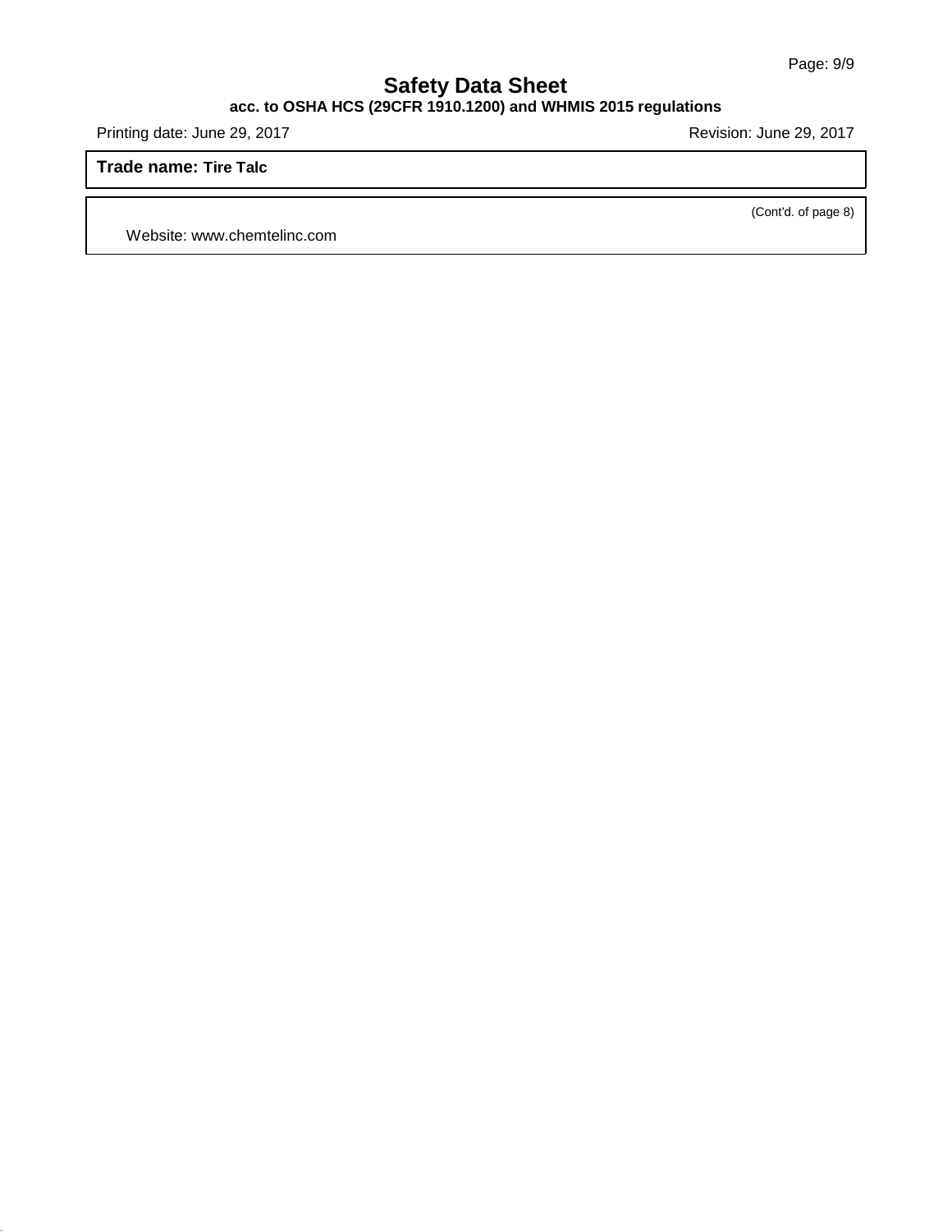**Trade name: Tire Talc**

(Cont'd. of page 8)

Website: www.chemtelinc.com